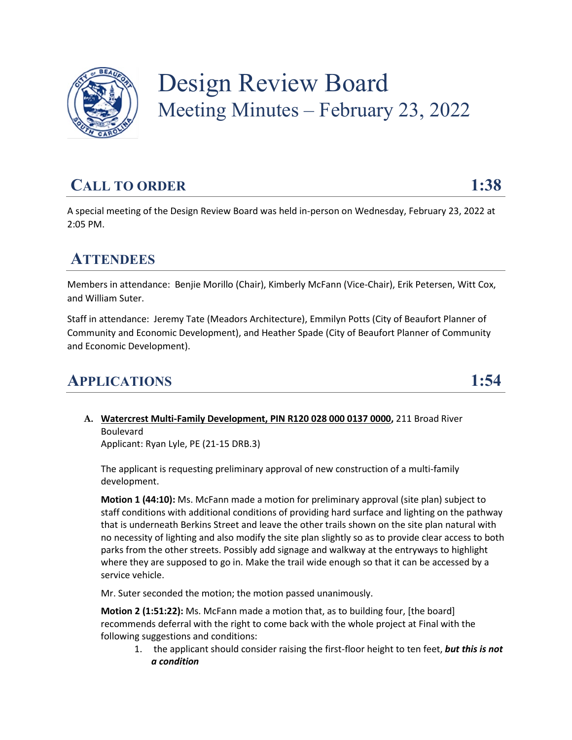# Design Review Board
## Meeting Minutes – February 23, 2022

## CALL TO ORDER 1:38

A special meeting of the Design Review Board was held in-person on Wednesday, February 23, 2022 at 2:05 PM.

## ATTENDEES

Members in attendance: Benjie Morillo (Chair), Kimberly McFann (Vice-Chair), Erik Petersen, Witt Cox, and William Suter.

Staff in attendance: Jeremy Tate (Meadors Architecture), Emmilyn Potts (City of Beaufort Planner of Community and Economic Development), and Heather Spade (City of Beaufort Planner of Community and Economic Development).

## APPLICATIONS 1:54

**A. Watercrest Multi-Family Development, PIN R120 028 000 0137 0000,** 211 Broad River Boulevard
Applicant: Ryan Lyle, PE (21-15 DRB.3)

The applicant is requesting preliminary approval of new construction of a multi-family development.

**Motion 1 (44:10):** Ms. McFann made a motion for preliminary approval (site plan) subject to staff conditions with additional conditions of providing hard surface and lighting on the pathway that is underneath Berkins Street and leave the other trails shown on the site plan natural with no necessity of lighting and also modify the site plan slightly so as to provide clear access to both parks from the other streets. Possibly add signage and walkway at the entryways to highlight where they are supposed to go in. Make the trail wide enough so that it can be accessed by a service vehicle.

Mr. Suter seconded the motion; the motion passed unanimously.

**Motion 2 (1:51:22):** Ms. McFann made a motion that, as to building four, [the board] recommends deferral with the right to come back with the whole project at Final with the following suggestions and conditions:

1. the applicant should consider raising the first-floor height to ten feet, ***but this is not a condition***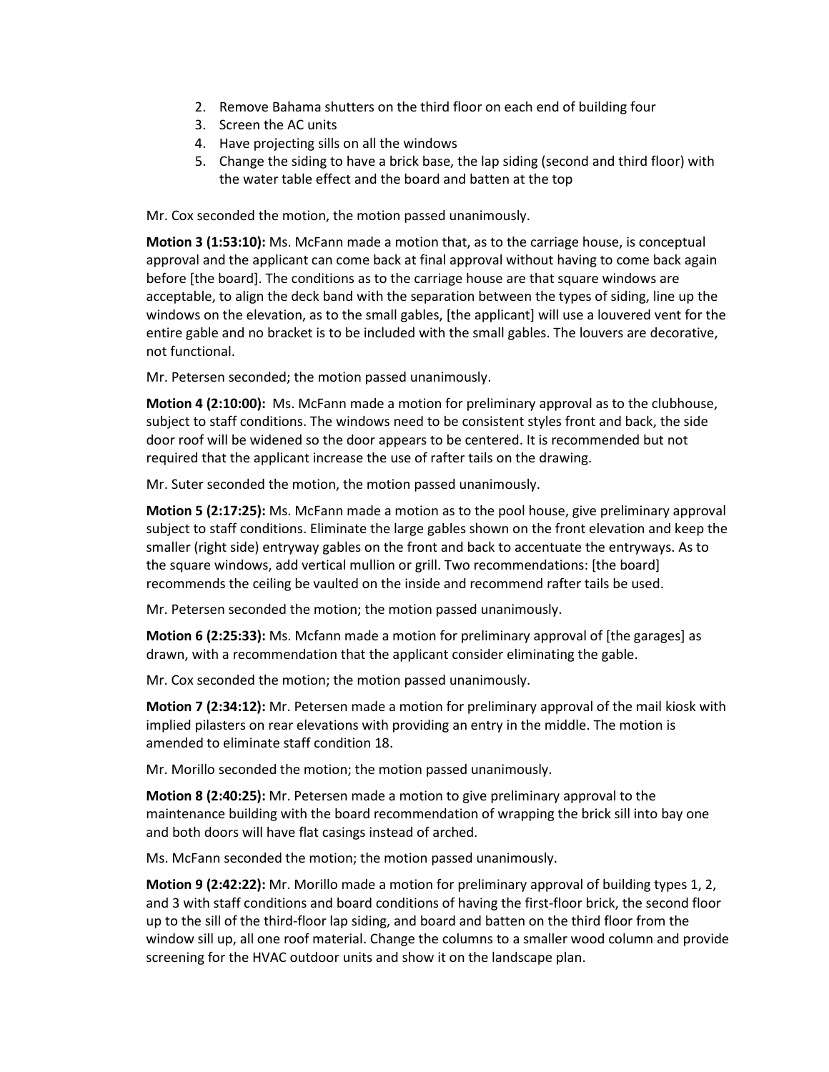2. Remove Bahama shutters on the third floor on each end of building four
3. Screen the AC units
4. Have projecting sills on all the windows
5. Change the siding to have a brick base, the lap siding (second and third floor) with the water table effect and the board and batten at the top

Mr. Cox seconded the motion, the motion passed unanimously.

**Motion 3 (1:53:10):** Ms. McFann made a motion that, as to the carriage house, is conceptual approval and the applicant can come back at final approval without having to come back again before [the board]. The conditions as to the carriage house are that square windows are acceptable, to align the deck band with the separation between the types of siding, line up the windows on the elevation, as to the small gables, [the applicant] will use a louvered vent for the entire gable and no bracket is to be included with the small gables. The louvers are decorative, not functional.

Mr. Petersen seconded; the motion passed unanimously.

**Motion 4 (2:10:00):** Ms. McFann made a motion for preliminary approval as to the clubhouse, subject to staff conditions. The windows need to be consistent styles front and back, the side door roof will be widened so the door appears to be centered. It is recommended but not required that the applicant increase the use of rafter tails on the drawing.

Mr. Suter seconded the motion, the motion passed unanimously.

**Motion 5 (2:17:25):** Ms. McFann made a motion as to the pool house, give preliminary approval subject to staff conditions. Eliminate the large gables shown on the front elevation and keep the smaller (right side) entryway gables on the front and back to accentuate the entryways. As to the square windows, add vertical mullion or grill. Two recommendations: [the board] recommends the ceiling be vaulted on the inside and recommend rafter tails be used.

Mr. Petersen seconded the motion; the motion passed unanimously.

**Motion 6 (2:25:33):** Ms. Mcfann made a motion for preliminary approval of [the garages] as drawn, with a recommendation that the applicant consider eliminating the gable.

Mr. Cox seconded the motion; the motion passed unanimously.

**Motion 7 (2:34:12):** Mr. Petersen made a motion for preliminary approval of the mail kiosk with implied pilasters on rear elevations with providing an entry in the middle. The motion is amended to eliminate staff condition 18.

Mr. Morillo seconded the motion; the motion passed unanimously.

**Motion 8 (2:40:25):** Mr. Petersen made a motion to give preliminary approval to the maintenance building with the board recommendation of wrapping the brick sill into bay one and both doors will have flat casings instead of arched.

Ms. McFann seconded the motion; the motion passed unanimously.

**Motion 9 (2:42:22):** Mr. Morillo made a motion for preliminary approval of building types 1, 2, and 3 with staff conditions and board conditions of having the first-floor brick, the second floor up to the sill of the third-floor lap siding, and board and batten on the third floor from the window sill up, all one roof material. Change the columns to a smaller wood column and provide screening for the HVAC outdoor units and show it on the landscape plan.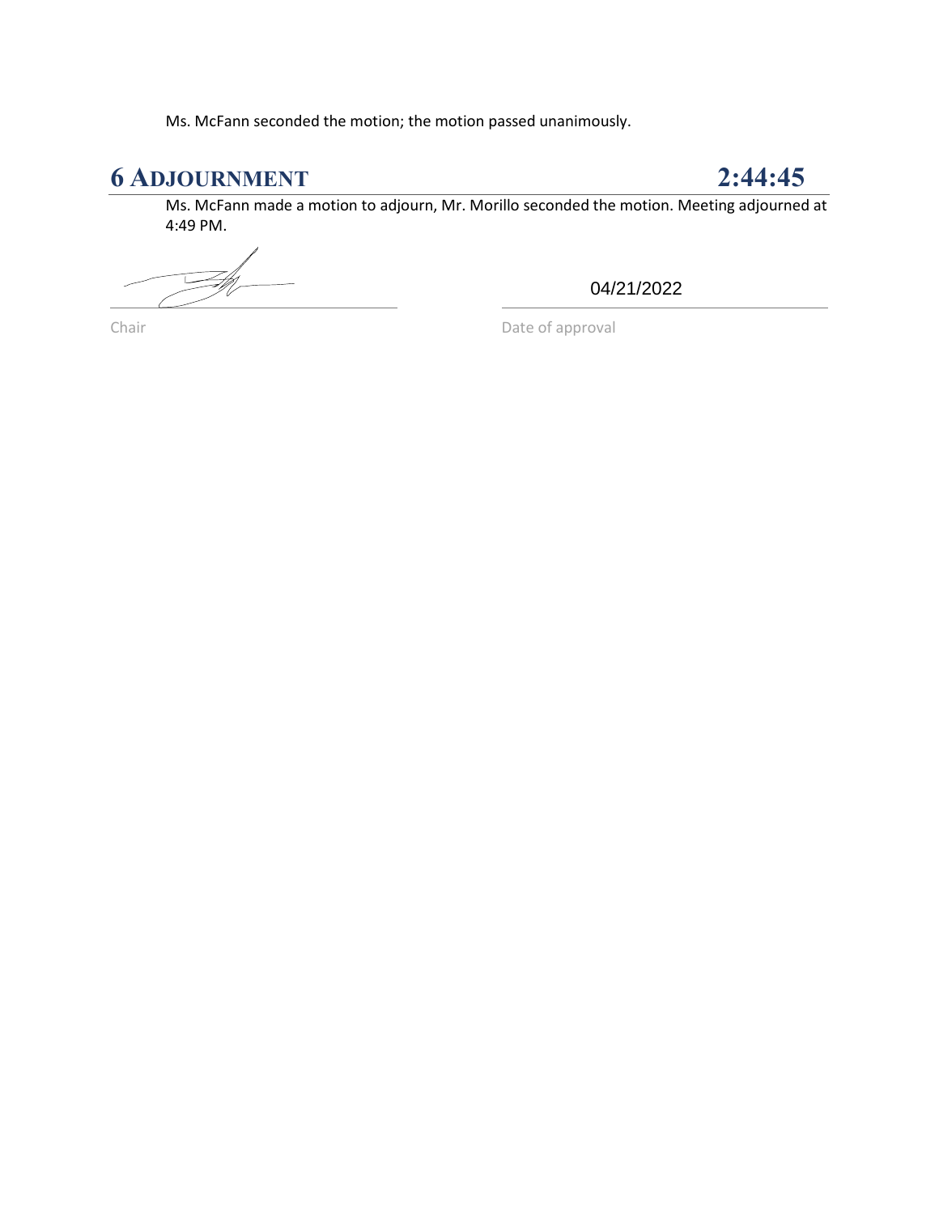Ms. McFann seconded the motion; the motion passed unanimously.

# 6 ADJOURNMENT 2:44:45

Ms. McFann made a motion to adjourn, Mr. Morillo seconded the motion. Meeting adjourned at 4:49 PM.

| | |
|---|---|
| [signature] | 04/21/2022 |
| Chair | Date of approval |